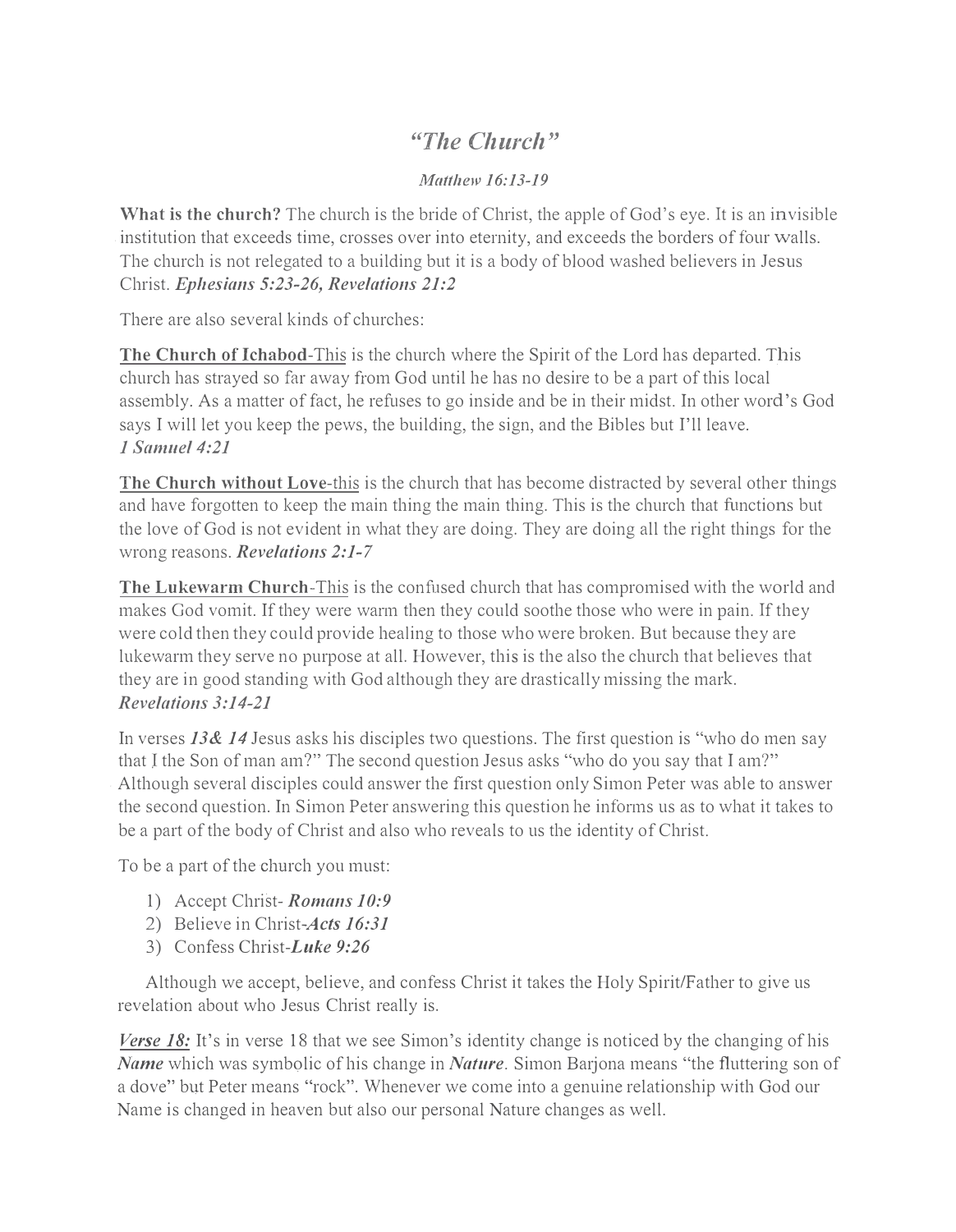# *"The Church"*

*Matthew 16:13-19*

**What is the church?** The church is the bride of Christ, the apple of God's eye. It is an invisible institution that exceeds time, crosses over into eternity, and exceeds the borders of four walls. The church is not relegated to a building but it is a body of blood washed believers in Jesus Christ. ***Ephesians 5:23-26, Revelations 21:2***

There are also several kinds of churches:

**<u>The Church of Ichabod</u>**<u>-This</u> is the church where the Spirit of the Lord has departed. This church has strayed so far away from God until he has no desire to be a part of this local assembly. As a matter of fact, he refuses to go inside and be in their midst. In other word's God says I will let you keep the pews, the building, the sign, and the Bibles but I'll leave.
***1 Samuel 4:21***

**<u>The Church without Love</u>**<u>-this</u> is the church that has become distracted by several other things and have forgotten to keep the main thing the main thing. This is the church that functions but the love of God is not evident in what they are doing. They are doing all the right things for the wrong reasons. ***Revelations 2:1-7***

**<u>The Lukewarm Church</u>**<u>-This</u> is the confused church that has compromised with the world and makes God vomit. If they were warm then they could soothe those who were in pain. If they were cold then they could provide healing to those who were broken. But because they are lukewarm they serve no purpose at all. However, this is the also the church that believes that they are in good standing with God although they are drastically missing the mark.
***Revelations 3:14-21***

In verses ***13& 14*** Jesus asks his disciples two questions. The first question is "who do men say that I the Son of man am?" The second question Jesus asks "who do you say that I am?" Although several disciples could answer the first question only Simon Peter was able to answer the second question. In Simon Peter answering this question he informs us as to what it takes to be a part of the body of Christ and also who reveals to us the identity of Christ.

To be a part of the church you must:

1) Accept Christ- ***Romans 10:9***
2) Believe in Christ-***Acts 16:31***
3) Confess Christ-***Luke 9:26***

Although we accept, believe, and confess Christ it takes the Holy Spirit/Father to give us revelation about who Jesus Christ really is.

***<u>Verse 18:</u>*** It's in verse 18 that we see Simon's identity change is noticed by the changing of his ***Name*** which was symbolic of his change in ***Nature***. Simon Barjona means "the fluttering son of a dove" but Peter means "rock". Whenever we come into a genuine relationship with God our Name is changed in heaven but also our personal Nature changes as well.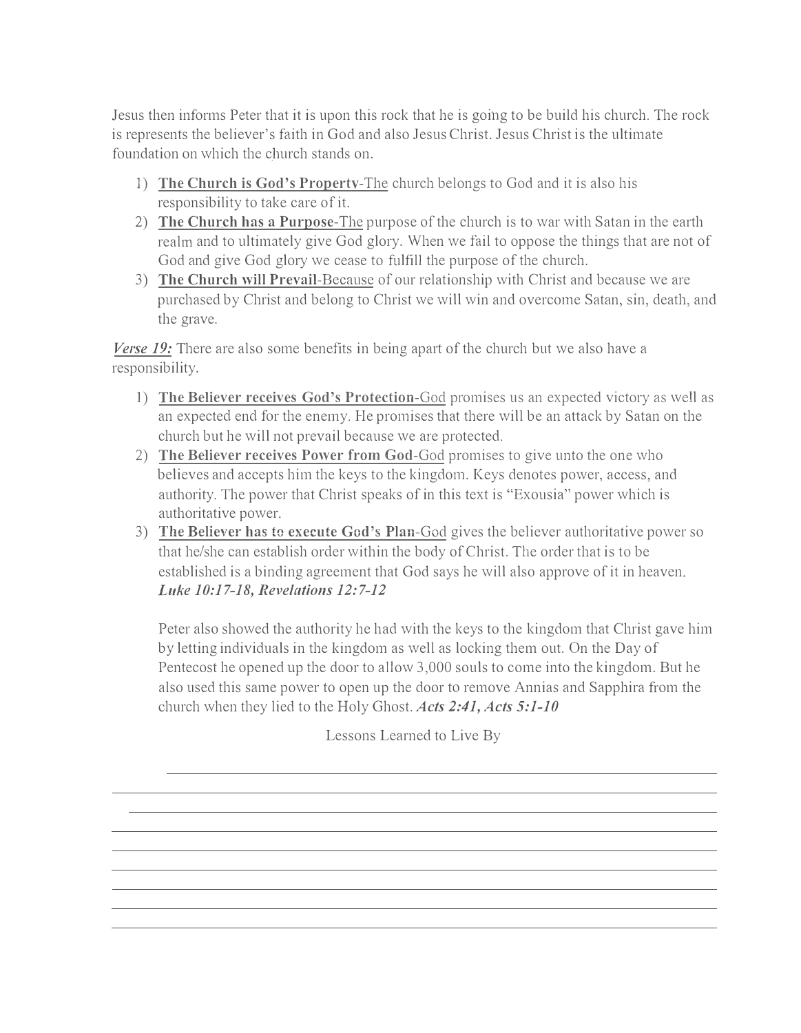Jesus then informs Peter that it is upon this rock that he is going to be build his church. The rock is represents the believer's faith in God and also Jesus Christ. Jesus Christ is the ultimate foundation on which the church stands on.

1) **The Church is God's Property**-The church belongs to God and it is also his responsibility to take care of it.
2) **The Church has a Purpose**-The purpose of the church is to war with Satan in the earth realm and to ultimately give God glory. When we fail to oppose the things that are not of God and give God glory we cease to fulfill the purpose of the church.
3) **The Church will Prevail**-Because of our relationship with Christ and because we are purchased by Christ and belong to Christ we will win and overcome Satan, sin, death, and the grave.

***Verse 19:*** There are also some benefits in being apart of the church but we also have a responsibility.

1) **The Believer receives God's Protection**-God promises us an expected victory as well as an expected end for the enemy. He promises that there will be an attack by Satan on the church but he will not prevail because we are protected.
2) **The Believer receives Power from God**-God promises to give unto the one who believes and accepts him the keys to the kingdom. Keys denotes power, access, and authority. The power that Christ speaks of in this text is "Exousia" power which is authoritative power.
3) **The Believer has to execute God's Plan**-God gives the believer authoritative power so that he/she can establish order within the body of Christ. The order that is to be established is a binding agreement that God says he will also approve of it in heaven. ***Luke 10:17-18, Revelations 12:7-12***

   Peter also showed the authority he had with the keys to the kingdom that Christ gave him by letting individuals in the kingdom as well as locking them out. On the Day of Pentecost he opened up the door to allow 3,000 souls to come into the kingdom. But he also used this same power to open up the door to remove Annias and Sapphira from the church when they lied to the Holy Ghost. ***Acts 2:41, Acts 5:1-10***

Lessons Learned to Live By

______________________________________________________________________________

______________________________________________________________________________

______________________________________________________________________________

______________________________________________________________________________

______________________________________________________________________________

______________________________________________________________________________

______________________________________________________________________________

______________________________________________________________________________

______________________________________________________________________________